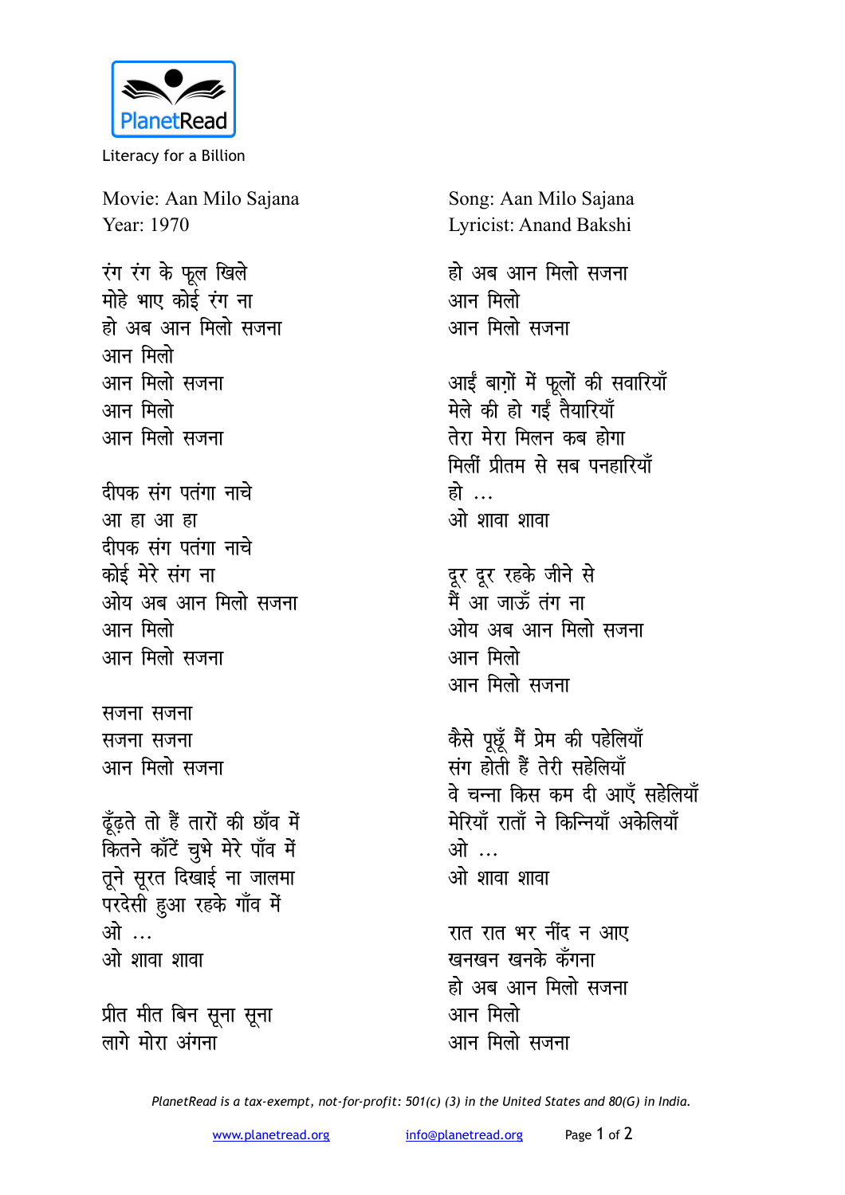PlanetRead

Literacy for a Billion

Movie: Aan Milo Sajana
Year: 1970

Song: Aan Milo Sajana
Lyricist: Anand Bakshi

रंग रंग के फूल खिले
मोहे भाए कोई रंग ना
हो अब आन मिलो सजना
आन मिलो
आन मिलो सजना
आन मिलो
आन मिलो सजना

दीपक संग पतंगा नाचे
आ हा आ हा
दीपक संग पतंगा नाचे
कोई मेरे संग ना
ओय अब आन मिलो सजना
आन मिलो
आन मिलो सजना

सजना सजना
सजना सजना
आन मिलो सजना

ढूँढ़ते तो हैं तारों की छाँव में
कितने काँटें चुभे मेरे पाँव में
तूने सूरत दिखाई ना जालमा
परदेसी हुआ रहके गाँव में
ओ ...
ओ शावा शावा

प्रीत मीत बिन सूना सूना
लागे मोरा अंगना
हो अब आन मिलो सजना
आन मिलो
आन मिलो सजना

आईं बाग़ों में फूलों की सवारियाँ
मेले की हो गईं तैयारियाँ
तेरा मेरा मिलन कब होगा
मिलीं प्रीतम से सब पनहारियाँ
हो ...
ओ शावा शावा

दूर दूर रहके जीने से
मैं आ जाऊँ तंग ना
ओय अब आन मिलो सजना
आन मिलो
आन मिलो सजना

कैसे पूछूँ मैं प्रेम की पहेलियाँ
संग होती हैं तेरी सहेलियाँ
वे चन्ना किस कम दी आएँ सहेलियाँ
मेरियाँ राताँ ने किन्नियाँ अकेलियाँ
ओ ...
ओ शावा शावा

रात रात भर नींद न आए
खनखन खनके कँगना
हो अब आन मिलो सजना
आन मिलो
आन मिलो सजना

*PlanetRead is a tax-exempt, not-for-profit: 501(c) (3) in the United States and 80(G) in India.*

www.planetread.org info@planetread.org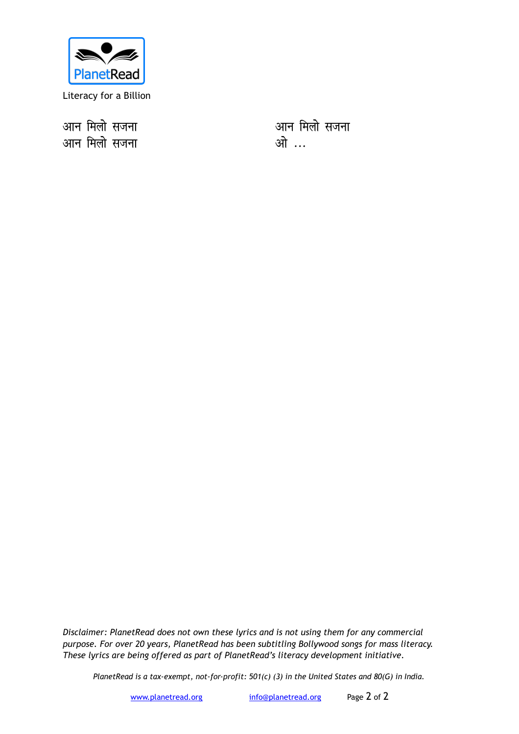Literacy for a Billion

आन मिलो सजना
आन मिलो सजना

आन मिलो सजना
ओ ...

*Disclaimer: PlanetRead does not own these lyrics and is not using them for any commercial purpose. For over 20 years, PlanetRead has been subtitling Bollywood songs for mass literacy. These lyrics are being offered as part of PlanetRead's literacy development initiative.*

*PlanetRead is a tax-exempt, not-for-profit: 501(c) (3) in the United States and 80(G) in India.*

www.planetread.org info@planetread.org